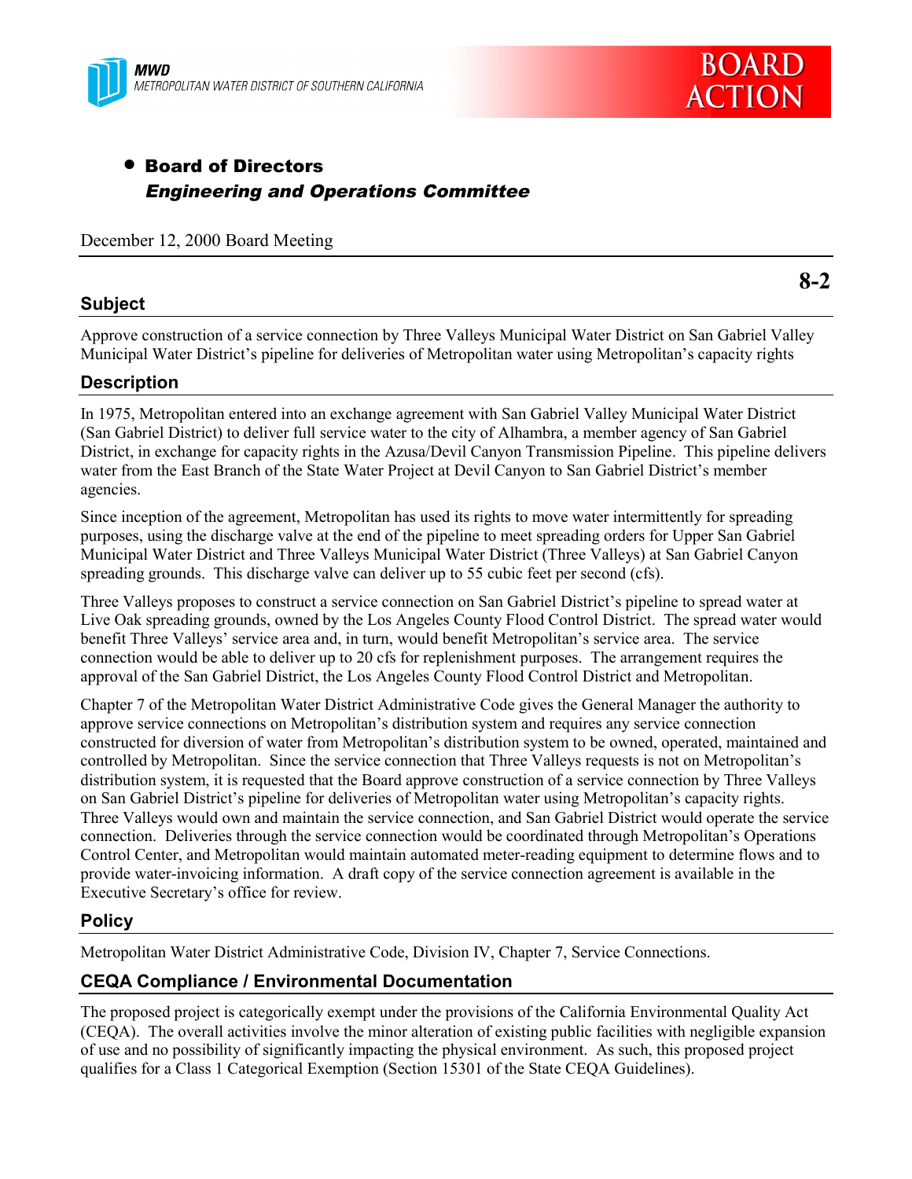MWD
METROPOLITAN WATER DISTRICT OF SOUTHERN CALIFORNIA

**BOARD ACTION**

- **Board of Directors**
  ***Engineering and Operations Committee***

December 12, 2000 Board Meeting

**8-2**

## Subject

Approve construction of a service connection by Three Valleys Municipal Water District on San Gabriel Valley Municipal Water District's pipeline for deliveries of Metropolitan water using Metropolitan's capacity rights

## Description

In 1975, Metropolitan entered into an exchange agreement with San Gabriel Valley Municipal Water District (San Gabriel District) to deliver full service water to the city of Alhambra, a member agency of San Gabriel District, in exchange for capacity rights in the Azusa/Devil Canyon Transmission Pipeline. This pipeline delivers water from the East Branch of the State Water Project at Devil Canyon to San Gabriel District's member agencies.

Since inception of the agreement, Metropolitan has used its rights to move water intermittently for spreading purposes, using the discharge valve at the end of the pipeline to meet spreading orders for Upper San Gabriel Municipal Water District and Three Valleys Municipal Water District (Three Valleys) at San Gabriel Canyon spreading grounds. This discharge valve can deliver up to 55 cubic feet per second (cfs).

Three Valleys proposes to construct a service connection on San Gabriel District's pipeline to spread water at Live Oak spreading grounds, owned by the Los Angeles County Flood Control District. The spread water would benefit Three Valleys' service area and, in turn, would benefit Metropolitan's service area. The service connection would be able to deliver up to 20 cfs for replenishment purposes. The arrangement requires the approval of the San Gabriel District, the Los Angeles County Flood Control District and Metropolitan.

Chapter 7 of the Metropolitan Water District Administrative Code gives the General Manager the authority to approve service connections on Metropolitan's distribution system and requires any service connection constructed for diversion of water from Metropolitan's distribution system to be owned, operated, maintained and controlled by Metropolitan. Since the service connection that Three Valleys requests is not on Metropolitan's distribution system, it is requested that the Board approve construction of a service connection by Three Valleys on San Gabriel District's pipeline for deliveries of Metropolitan water using Metropolitan's capacity rights. Three Valleys would own and maintain the service connection, and San Gabriel District would operate the service connection. Deliveries through the service connection would be coordinated through Metropolitan's Operations Control Center, and Metropolitan would maintain automated meter-reading equipment to determine flows and to provide water-invoicing information. A draft copy of the service connection agreement is available in the Executive Secretary's office for review.

## Policy

Metropolitan Water District Administrative Code, Division IV, Chapter 7, Service Connections.

## CEQA Compliance / Environmental Documentation

The proposed project is categorically exempt under the provisions of the California Environmental Quality Act (CEQA). The overall activities involve the minor alteration of existing public facilities with negligible expansion of use and no possibility of significantly impacting the physical environment. As such, this proposed project qualifies for a Class 1 Categorical Exemption (Section 15301 of the State CEQA Guidelines).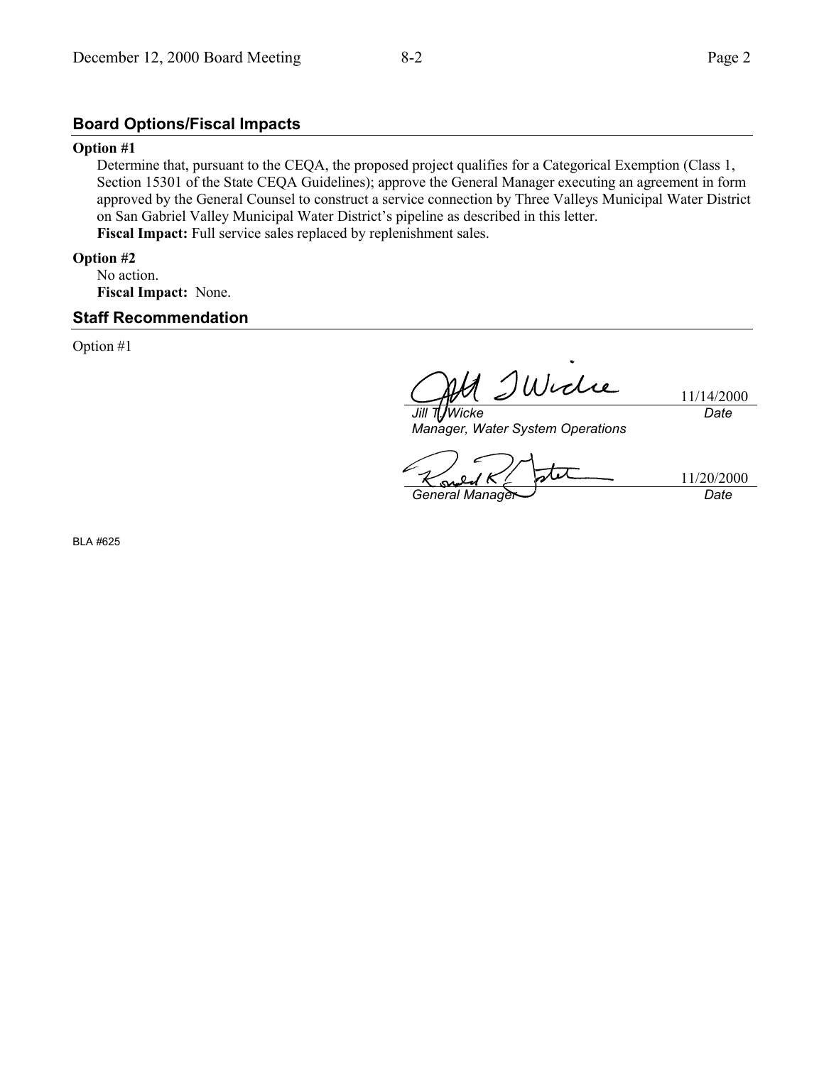## Board Options/Fiscal Impacts

**Option #1**

Determine that, pursuant to the CEQA, the proposed project qualifies for a Categorical Exemption (Class 1, Section 15301 of the State CEQA Guidelines); approve the General Manager executing an agreement in form approved by the General Counsel to construct a service connection by Three Valleys Municipal Water District on San Gabriel Valley Municipal Water District's pipeline as described in this letter.

**Fiscal Impact:** Full service sales replaced by replenishment sales.

**Option #2**

No action.

**Fiscal Impact:** None.

## Staff Recommendation

Option #1

| | |
|---|---|
| *Jill T. Wicke* | 11/14/2000 |
| *Manager, Water System Operations* | *Date* |
| *General Manager* | 11/20/2000 |
| | *Date* |

BLA #625